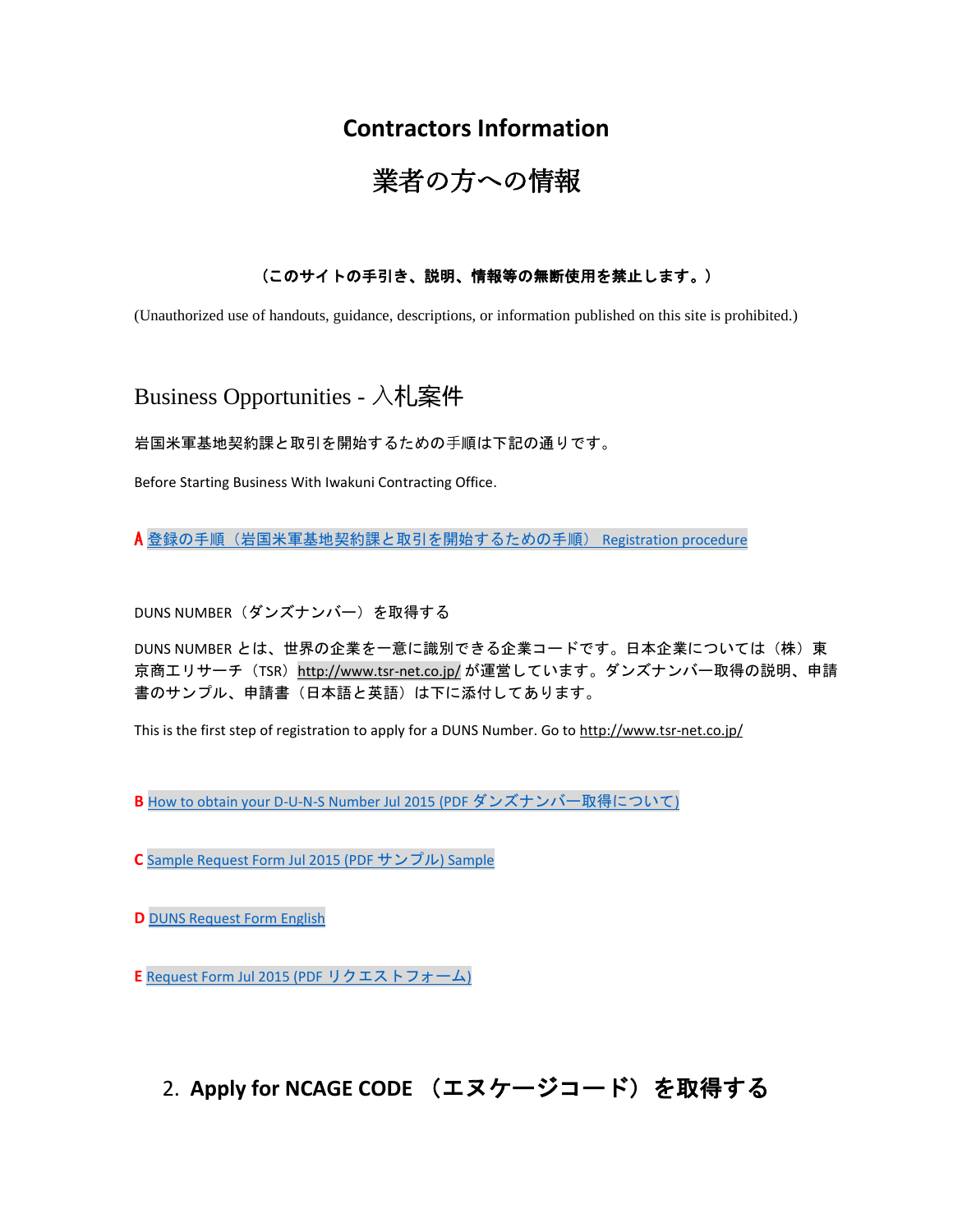# Contractors Information

# 業者の方への情報

**（このサイトの手引き、説明、情報等の無断使用を禁止します。）**

(Unauthorized use of handouts, guidance, descriptions, or information published on this site is prohibited.)

## Business Opportunities - 入札案件

岩国米軍基地契約課と取引を開始するための手順は下記の通りです。

Before Starting Business With Iwakuni Contracting Office.

**A** 登録の手順（岩国米軍基地契約課と取引を開始するための手順） Registration procedure

DUNS NUMBER（ダンズナンバー）を取得する

DUNS NUMBER とは、世界の企業を一意に識別できる企業コードです。日本企業については（株）東京商エリサーチ（TSR）http://www.tsr-net.co.jp/ が運営しています。ダンズナンバー取得の説明、申請書のサンプル、申請書（日本語と英語）は下に添付してあります。

This is the first step of registration to apply for a DUNS Number. Go to http://www.tsr-net.co.jp/

**B** How to obtain your D-U-N-S Number Jul 2015 (PDF ダンズナンバー取得について)

**C** Sample Request Form Jul 2015 (PDF サンプル) Sample

**D** DUNS Request Form English

**E** Request Form Jul 2015 (PDF リクエストフォーム)

2. **Apply for NCAGE CODE （エヌケージコード）を取得する**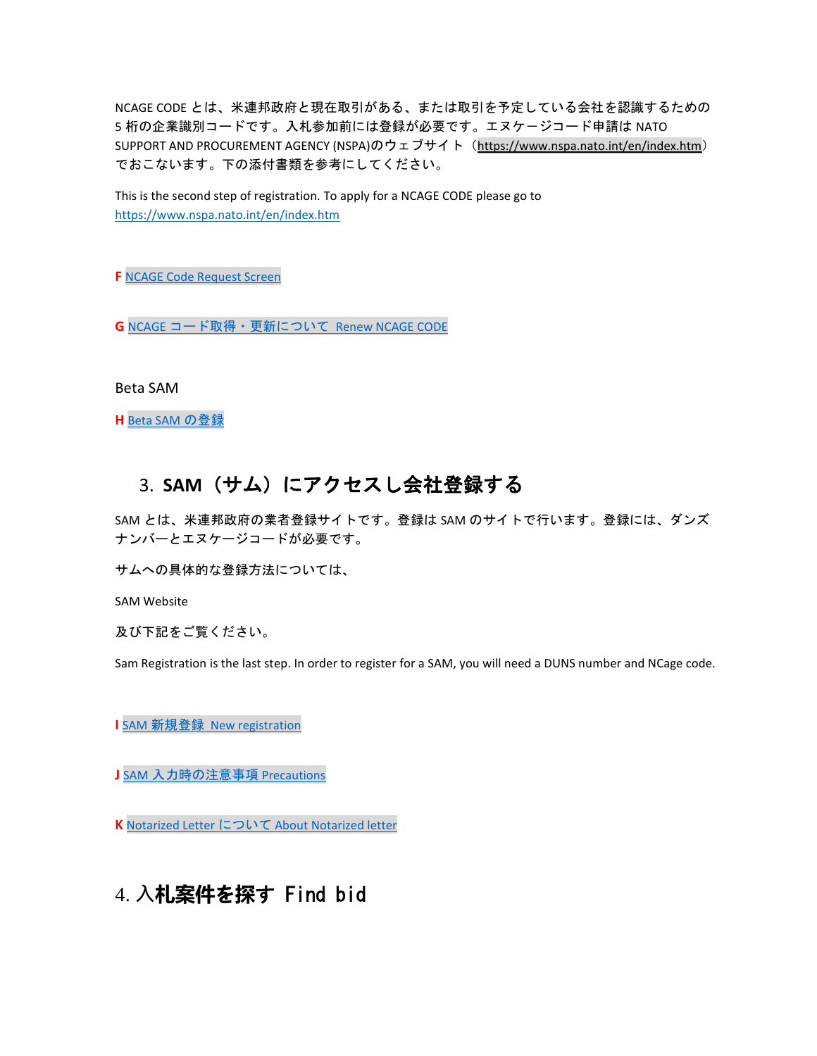NCAGE CODE とは、米連邦政府と現在取引がある、または取引を予定している会社を認識するための 5 桁の企業識別コードです。入札参加前には登録が必要です。エヌケージコード申請は NATO SUPPORT AND PROCUREMENT AGENCY (NSPA)のウェブサイト（https://www.nspa.nato.int/en/index.htm）でおこないます。下の添付書類を参考にしてください。

This is the second step of registration. To apply for a NCAGE CODE please go to https://www.nspa.nato.int/en/index.htm

**F** NCAGE Code Request Screen

**G** NCAGE コード取得・更新について Renew NCAGE CODE

Beta SAM

**H** Beta SAM の登録

## 3. SAM（サム）にアクセスし会社登録する

SAM とは、米連邦政府の業者登録サイトです。登録は SAM のサイトで行います。登録には、ダンズナンバーとエヌケージコードが必要です。

サムへの具体的な登録方法については、

SAM Website

及び下記をご覧ください。

Sam Registration is the last step. In order to register for a SAM, you will need a DUNS number and NCage code.

**I** SAM 新規登録 New registration

**J** SAM 入力時の注意事項 Precautions

**K** Notarized Letter について About Notarized letter

## 4. 入札案件を探す Find bid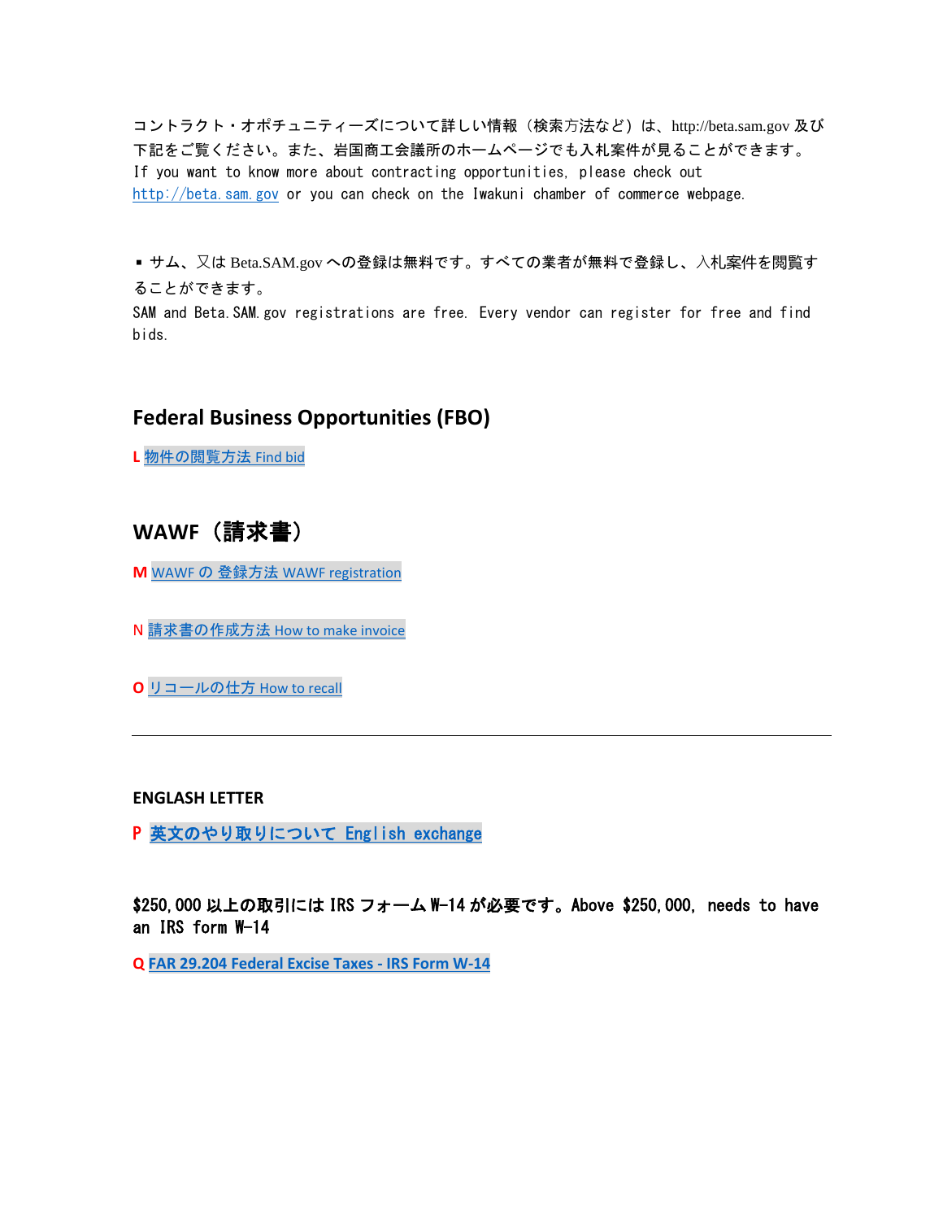コントラクト・オポチュニティーズについて詳しい情報（検索方法など）は、http://beta.sam.gov 及び下記をご覧ください。また、岩国商工会議所のホームページでも入札案件が見ることができます。
If you want to know more about contracting opportunities, please check out http://beta.sam.gov or you can check on the Iwakuni chamber of commerce webpage.

▪ サム、又は Beta.SAM.gov への登録は無料です。すべての業者が無料で登録し、入札案件を閲覧することができます。
SAM and Beta.SAM.gov registrations are free. Every vendor can register for free and find bids.

## Federal Business Opportunities (FBO)

**L** 物件の閲覧方法 Find bid

## WAWF（請求書）

**M** WAWF の 登録方法 WAWF registration

N 請求書の作成方法 How to make invoice

**O** リコールの仕方 How to recall

---

**ENGLASH LETTER**

**P 英文のやり取りについて English exchange**

**$250,000 以上の取引には IRS フォーム W-14 が必要です。Above $250,000, needs to have an IRS form W-14**

**Q FAR 29.204 Federal Excise Taxes - IRS Form W-14**